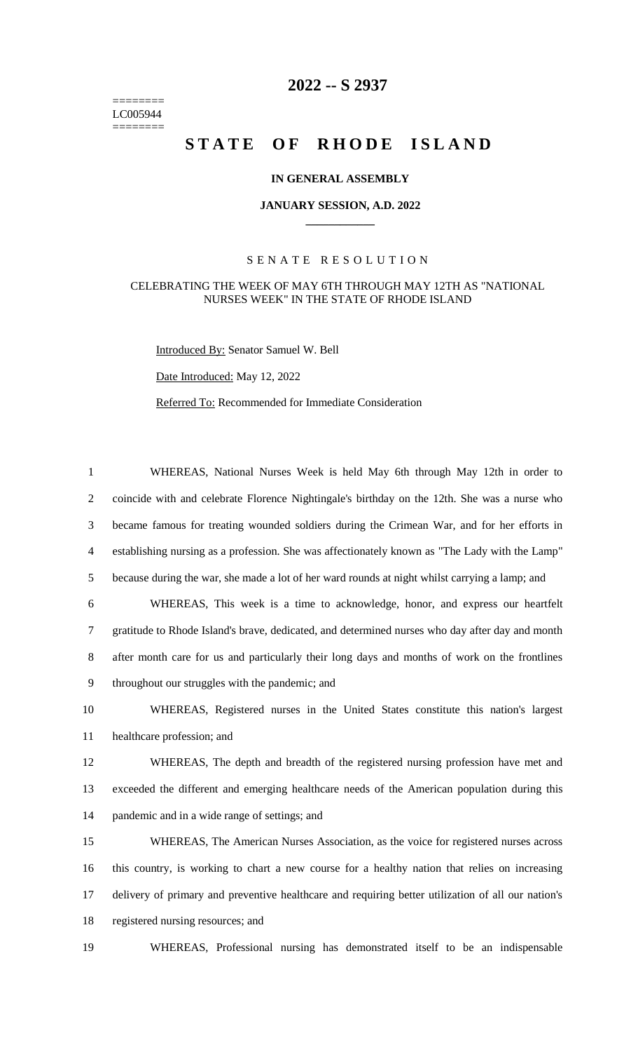========
LC005944
========

# 2022 -- S 2937

# STATE OF RHODE ISLAND

**IN GENERAL ASSEMBLY**

**JANUARY SESSION, A.D. 2022**

SENATE RESOLUTION

CELEBRATING THE WEEK OF MAY 6TH THROUGH MAY 12TH AS "NATIONAL NURSES WEEK" IN THE STATE OF RHODE ISLAND

Introduced By: Senator Samuel W. Bell

Date Introduced: May 12, 2022

Referred To: Recommended for Immediate Consideration

WHEREAS, National Nurses Week is held May 6th through May 12th in order to coincide with and celebrate Florence Nightingale's birthday on the 12th. She was a nurse who became famous for treating wounded soldiers during the Crimean War, and for her efforts in establishing nursing as a profession. She was affectionately known as "The Lady with the Lamp" because during the war, she made a lot of her ward rounds at night whilst carrying a lamp; and

WHEREAS, This week is a time to acknowledge, honor, and express our heartfelt gratitude to Rhode Island's brave, dedicated, and determined nurses who day after day and month after month care for us and particularly their long days and months of work on the frontlines throughout our struggles with the pandemic; and

WHEREAS, Registered nurses in the United States constitute this nation's largest healthcare profession; and

WHEREAS, The depth and breadth of the registered nursing profession have met and exceeded the different and emerging healthcare needs of the American population during this pandemic and in a wide range of settings; and

WHEREAS, The American Nurses Association, as the voice for registered nurses across this country, is working to chart a new course for a healthy nation that relies on increasing delivery of primary and preventive healthcare and requiring better utilization of all our nation's registered nursing resources; and

WHEREAS, Professional nursing has demonstrated itself to be an indispensable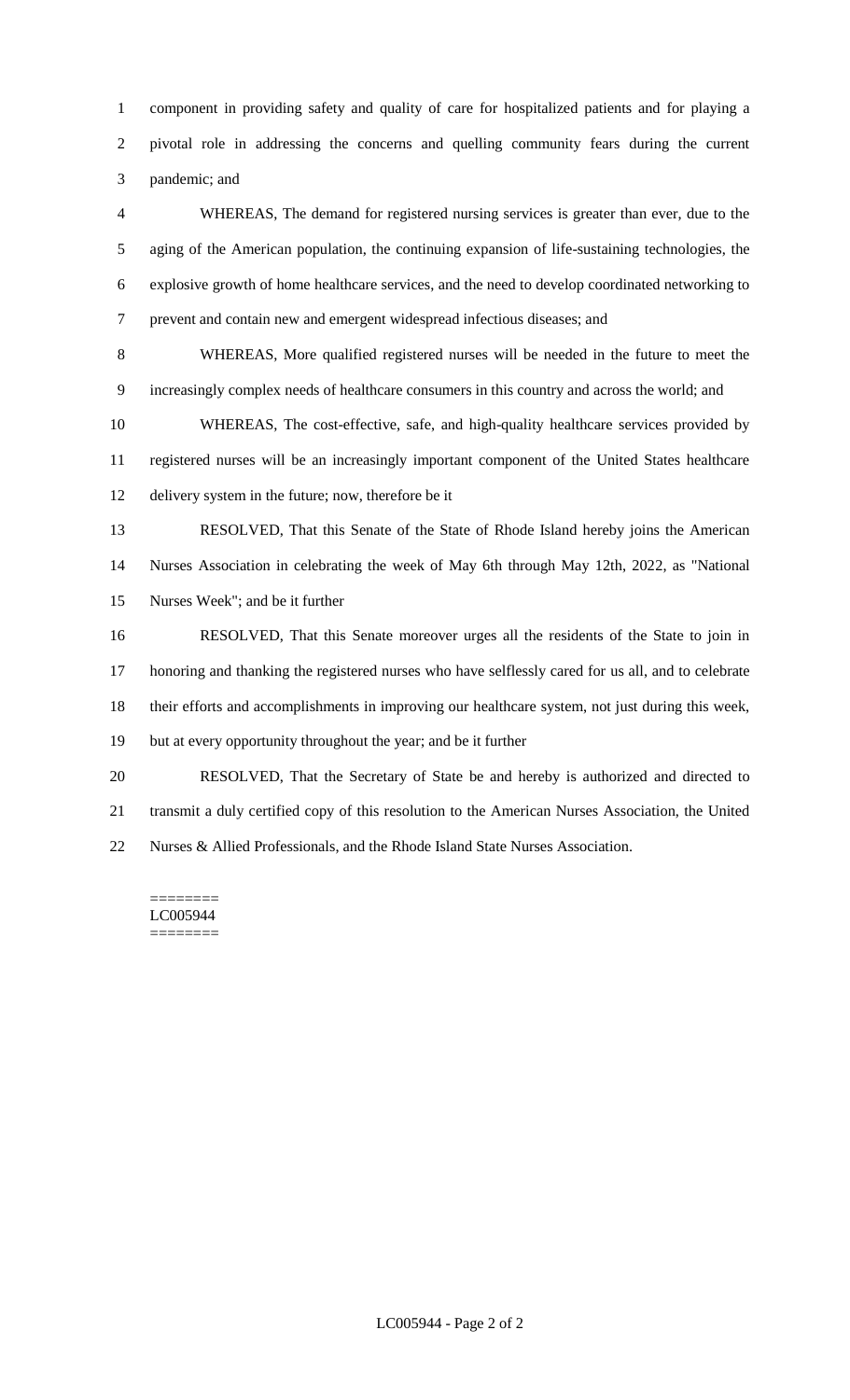component in providing safety and quality of care for hospitalized patients and for playing a pivotal role in addressing the concerns and quelling community fears during the current pandemic; and

WHEREAS, The demand for registered nursing services is greater than ever, due to the aging of the American population, the continuing expansion of life-sustaining technologies, the explosive growth of home healthcare services, and the need to develop coordinated networking to prevent and contain new and emergent widespread infectious diseases; and

WHEREAS, More qualified registered nurses will be needed in the future to meet the increasingly complex needs of healthcare consumers in this country and across the world; and

WHEREAS, The cost-effective, safe, and high-quality healthcare services provided by registered nurses will be an increasingly important component of the United States healthcare delivery system in the future; now, therefore be it

RESOLVED, That this Senate of the State of Rhode Island hereby joins the American Nurses Association in celebrating the week of May 6th through May 12th, 2022, as "National Nurses Week"; and be it further

RESOLVED, That this Senate moreover urges all the residents of the State to join in honoring and thanking the registered nurses who have selflessly cared for us all, and to celebrate their efforts and accomplishments in improving our healthcare system, not just during this week, but at every opportunity throughout the year; and be it further

RESOLVED, That the Secretary of State be and hereby is authorized and directed to transmit a duly certified copy of this resolution to the American Nurses Association, the United Nurses & Allied Professionals, and the Rhode Island State Nurses Association.

========
LC005944
========